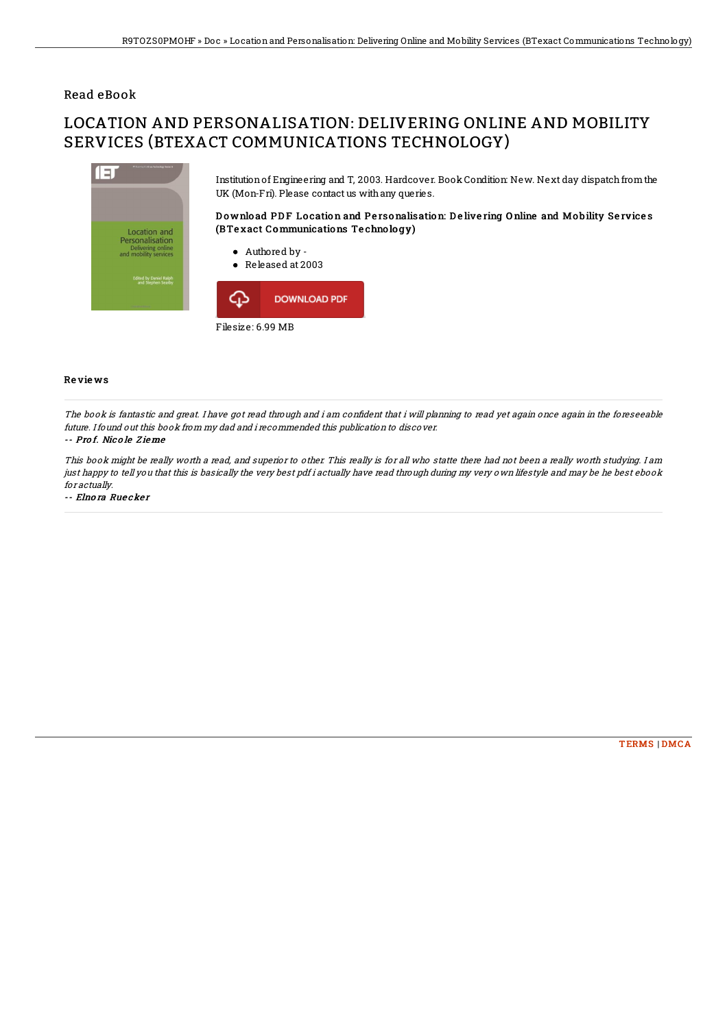Read eBook

# LOCATION AND PERSONALISATION: DELIVERING ONLINE AND MOBILITY SERVICES (BTEXACT COMMUNICATIONS TECHNOLOGY)

Institution of Engineering and T, 2003. Hardcover. Book Condition: New. Next day dispatch from the UK (Mon-Fri). Please contact us with any queries.

### Download PDF Location and Personalisation: Delivering Online and Mobility Services (BTexact Communications Technology)

- Authored by -
- Released at 2003

DOWNLOAD PDF

Filesize: 6.99 MB

## Reviews

*The book is fantastic and great. I have got read through and i am confident that i will planning to read yet again once again in the foreseeable future. I found out this book from my dad and i recommended this publication to discover.*

-- *Prof. Nicole Zieme*

*This book might be really worth a read, and superior to other. This really is for all who statte there had not been a really worth studying. I am just happy to tell you that this is basically the very best pdf i actually have read through during my very own lifestyle and may be he best ebook for actually.*

-- *Elnora Ruecker*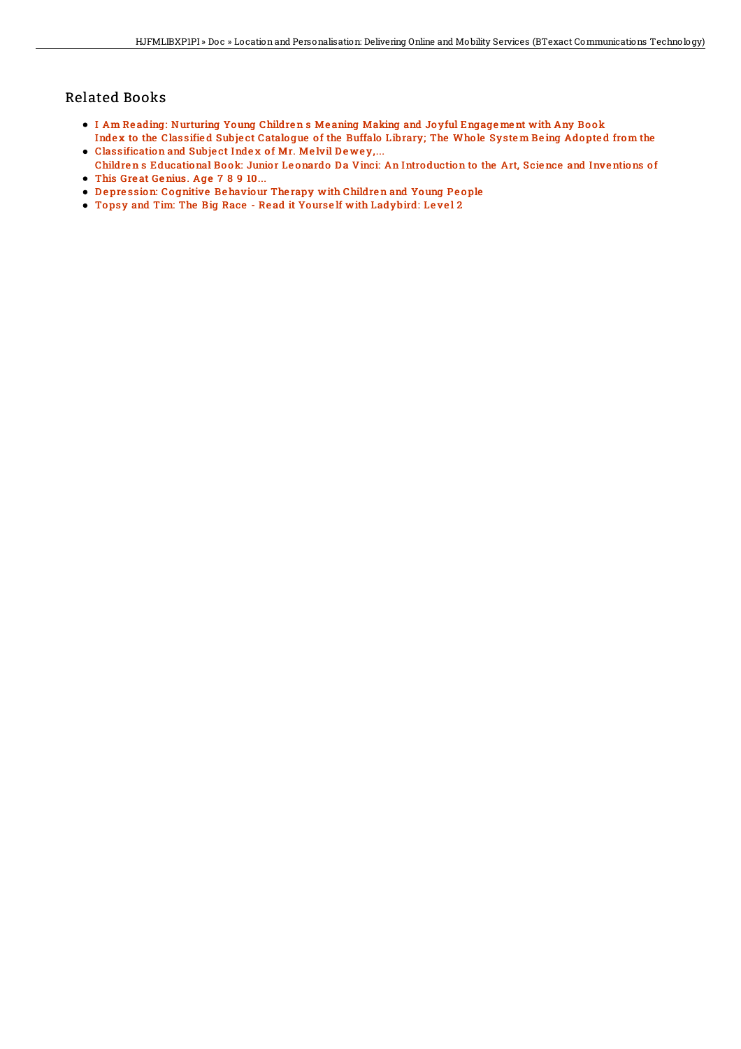## Related Books

- I Am Reading: Nurturing Young Children s Meaning Making and Joyful Engagement with Any Book
- Index to the Classified Subject Catalogue of the Buffalo Library; The Whole System Being Adopted from the Classification and Subject Index of Mr. Melvil Dewey,...
- Children s Educational Book: Junior Leonardo Da Vinci: An Introduction to the Art, Science and Inventions of This Great Genius. Age 7 8 9 10...
- Depression: Cognitive Behaviour Therapy with Children and Young People
- Topsy and Tim: The Big Race - Read it Yourself with Ladybird: Level 2